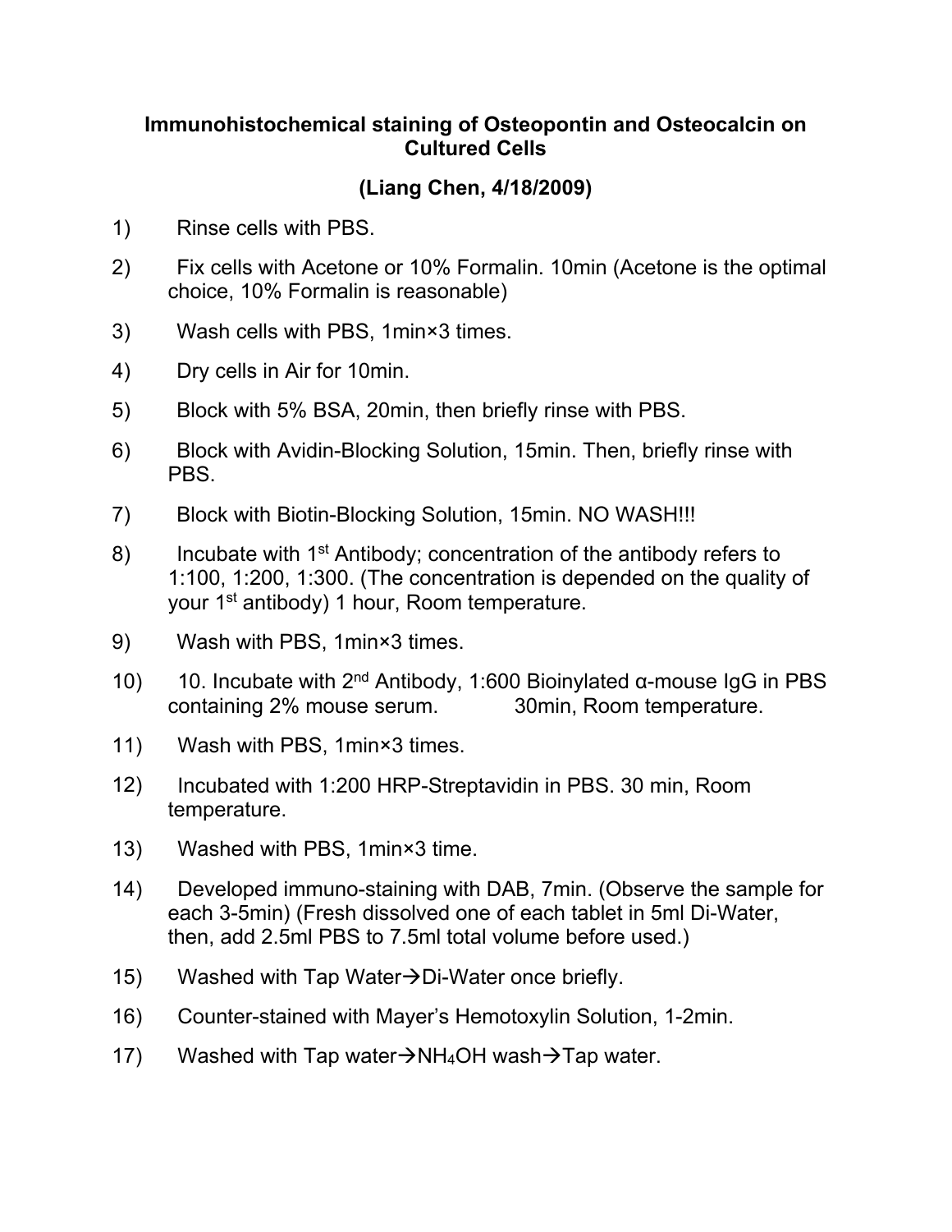# Immunohistochemical staining of Osteopontin and Osteocalcin on Cultured Cells

## (Liang Chen, 4/18/2009)

1) Rinse cells with PBS.

2) Fix cells with Acetone or 10% Formalin. 10min (Acetone is the optimal choice, 10% Formalin is reasonable)

3) Wash cells with PBS, 1min×3 times.

4) Dry cells in Air for 10min.

5) Block with 5% BSA, 20min, then briefly rinse with PBS.

6) Block with Avidin-Blocking Solution, 15min. Then, briefly rinse with PBS.

7) Block with Biotin-Blocking Solution, 15min. NO WASH!!!

8) Incubate with 1st Antibody; concentration of the antibody refers to 1:100, 1:200, 1:300. (The concentration is depended on the quality of your 1st antibody) 1 hour, Room temperature.

9) Wash with PBS, 1min×3 times.

10) 10. Incubate with 2nd Antibody, 1:600 Bioinylated α-mouse IgG in PBS containing 2% mouse serum. 30min, Room temperature.

11) Wash with PBS, 1min×3 times.

12) Incubated with 1:200 HRP-Streptavidin in PBS. 30 min, Room temperature.

13) Washed with PBS, 1min×3 time.

14) Developed immuno-staining with DAB, 7min. (Observe the sample for each 3-5min) (Fresh dissolved one of each tablet in 5ml Di-Water, then, add 2.5ml PBS to 7.5ml total volume before used.)

15) Washed with Tap Water→Di-Water once briefly.

16) Counter-stained with Mayer's Hemotoxylin Solution, 1-2min.

17) Washed with Tap water→$NH_4OH$ wash→Tap water.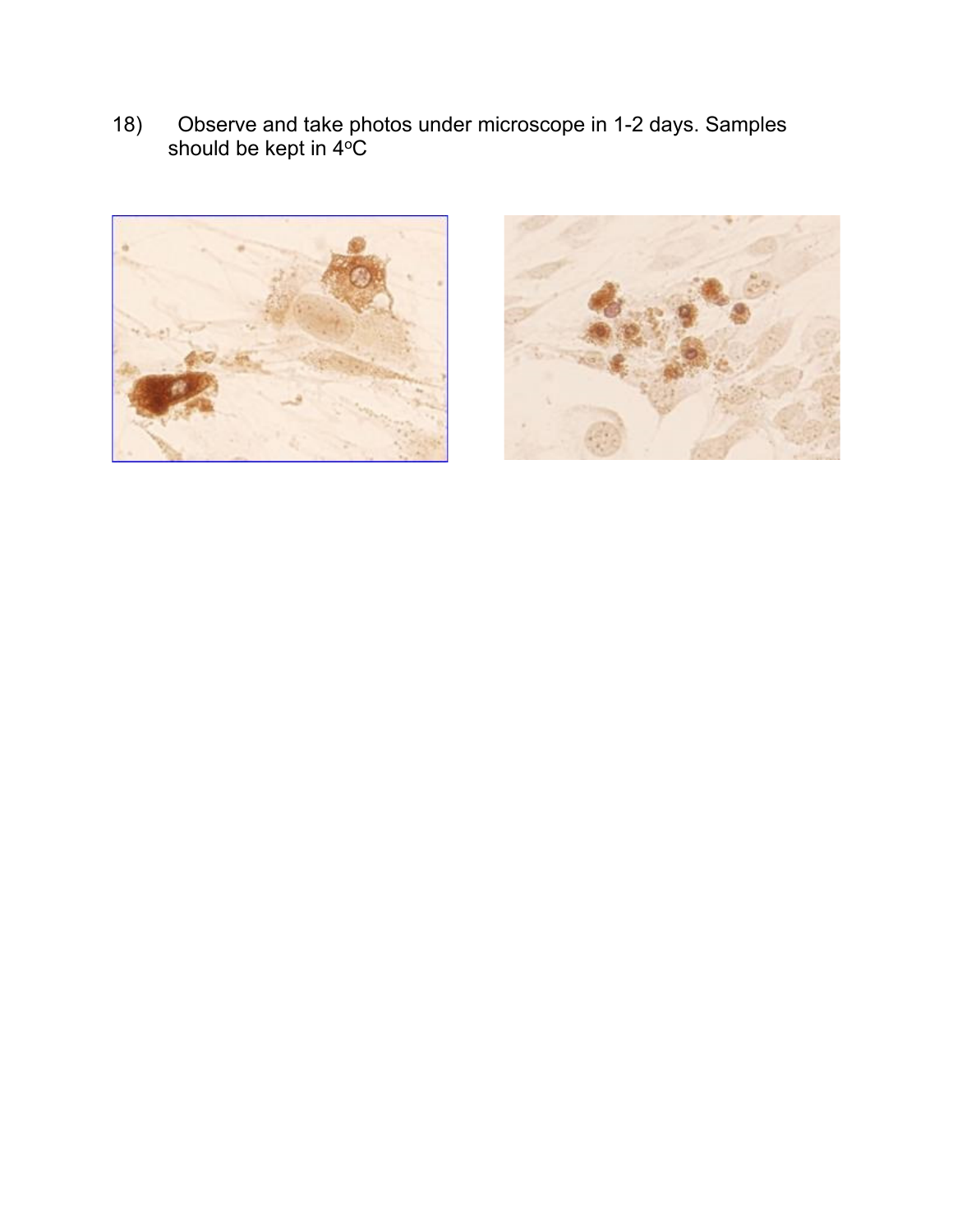18) Observe and take photos under microscope in 1-2 days. Samples should be kept in 4$^{o}$C